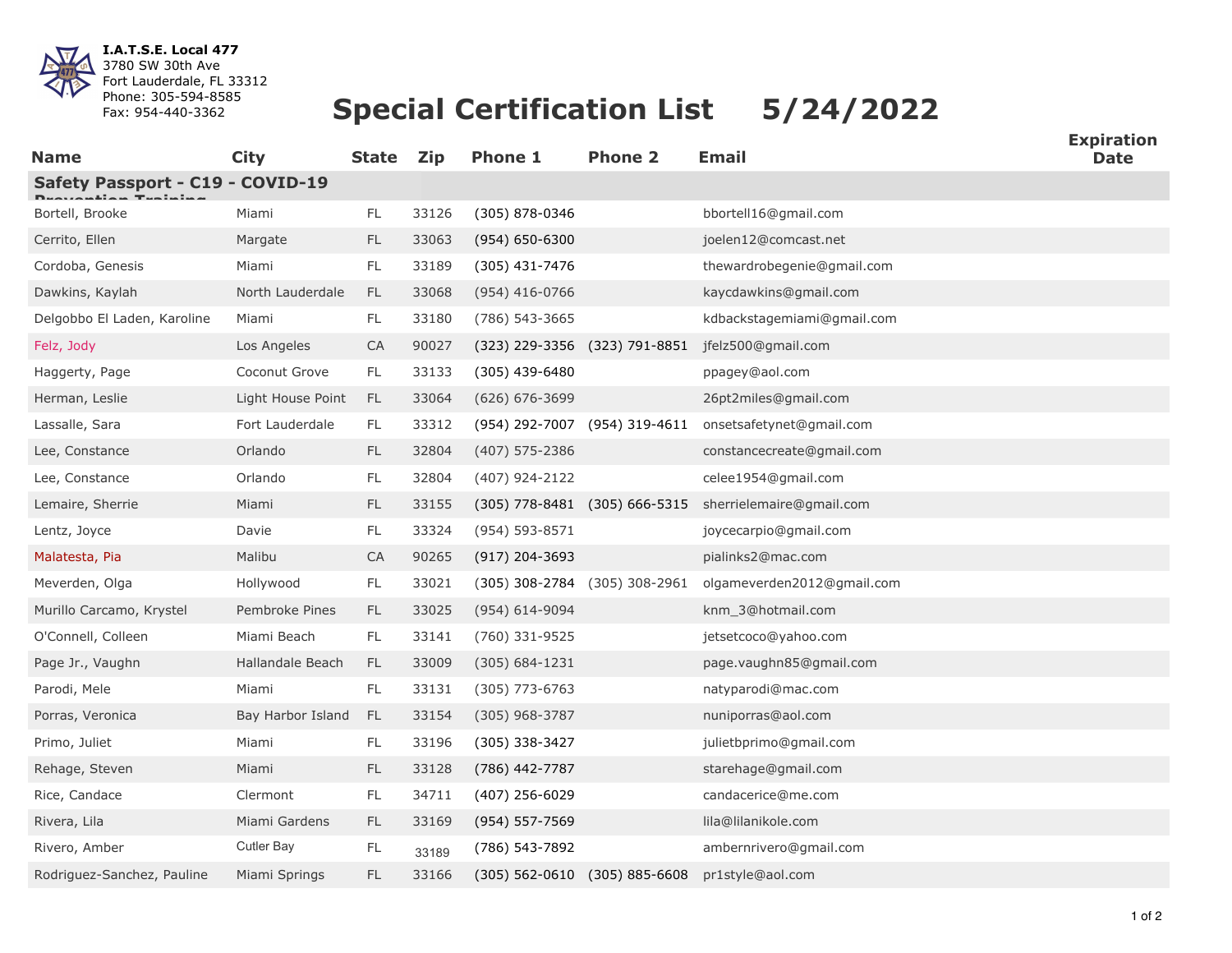**I.A.T.S.E. Local 477**
3780 SW 30th Ave
Fort Lauderdale, FL 33312
Phone: 305-594-8585
Fax: 954-440-3362

# Special Certification List 5/24/2022

| Name | City | State | Zip | Phone 1 | Phone 2 | Email | Expiration Date |
|---|---|---|---|---|---|---|---|
| **Safety Passport - C19 - COVID-19 Prevention Training** | | | | | | | |
| Bortell, Brooke | Miami | FL | 33126 | (305) 878-0346 | | bbortell16@gmail.com | |
| Cerrito, Ellen | Margate | FL | 33063 | (954) 650-6300 | | joelen12@comcast.net | |
| Cordoba, Genesis | Miami | FL | 33189 | (305) 431-7476 | | thewardrobegenie@gmail.com | |
| Dawkins, Kaylah | North Lauderdale | FL | 33068 | (954) 416-0766 | | kaycdawkins@gmail.com | |
| Delgobbo El Laden, Karoline | Miami | FL | 33180 | (786) 543-3665 | | kdbackstagemiami@gmail.com | |
| Felz, Jody | Los Angeles | CA | 90027 | (323) 229-3356 | (323) 791-8851 | jfelz500@gmail.com | |
| Haggerty, Page | Coconut Grove | FL | 33133 | (305) 439-6480 | | ppagey@aol.com | |
| Herman, Leslie | Light House Point | FL | 33064 | (626) 676-3699 | | 26pt2miles@gmail.com | |
| Lassalle, Sara | Fort Lauderdale | FL | 33312 | (954) 292-7007 | (954) 319-4611 | onsetsafetynet@gmail.com | |
| Lee, Constance | Orlando | FL | 32804 | (407) 575-2386 | | constancecreate@gmail.com | |
| Lee, Constance | Orlando | FL | 32804 | (407) 924-2122 | | celee1954@gmail.com | |
| Lemaire, Sherrie | Miami | FL | 33155 | (305) 778-8481 | (305) 666-5315 | sherrielemaire@gmail.com | |
| Lentz, Joyce | Davie | FL | 33324 | (954) 593-8571 | | joycecarpio@gmail.com | |
| Malatesta, Pia | Malibu | CA | 90265 | (917) 204-3693 | | pialinks2@mac.com | |
| Meverden, Olga | Hollywood | FL | 33021 | (305) 308-2784 | (305) 308-2961 | olgameverden2012@gmail.com | |
| Murillo Carcamo, Krystel | Pembroke Pines | FL | 33025 | (954) 614-9094 | | knm_3@hotmail.com | |
| O'Connell, Colleen | Miami Beach | FL | 33141 | (760) 331-9525 | | jetsetcoco@yahoo.com | |
| Page Jr., Vaughn | Hallandale Beach | FL | 33009 | (305) 684-1231 | | page.vaughn85@gmail.com | |
| Parodi, Mele | Miami | FL | 33131 | (305) 773-6763 | | natyparodi@mac.com | |
| Porras, Veronica | Bay Harbor Island | FL | 33154 | (305) 968-3787 | | nuniporras@aol.com | |
| Primo, Juliet | Miami | FL | 33196 | (305) 338-3427 | | julietbprimo@gmail.com | |
| Rehage, Steven | Miami | FL | 33128 | (786) 442-7787 | | starehage@gmail.com | |
| Rice, Candace | Clermont | FL | 34711 | (407) 256-6029 | | candacerice@me.com | |
| Rivera, Lila | Miami Gardens | FL | 33169 | (954) 557-7569 | | lila@lilanikole.com | |
| Rivero, Amber | Cutler Bay | FL | 33189 | (786) 543-7892 | | ambernrivero@gmail.com | |
| Rodriguez-Sanchez, Pauline | Miami Springs | FL | 33166 | (305) 562-0610 | (305) 885-6608 | pr1style@aol.com | |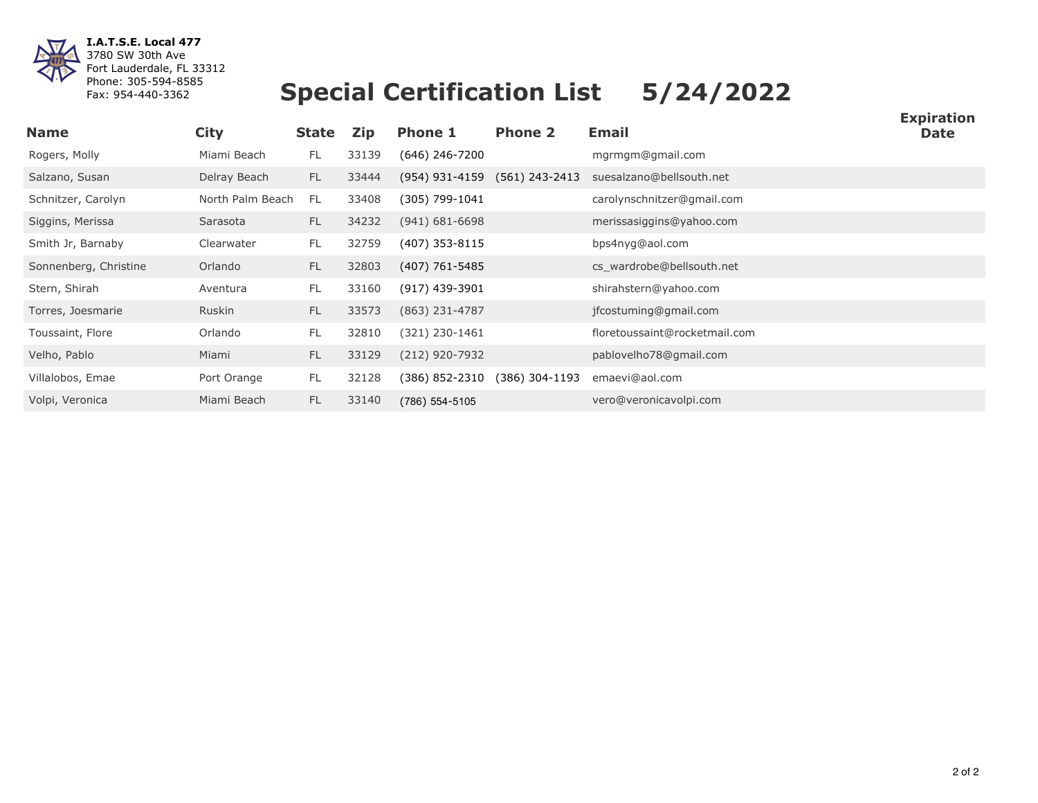**I.A.T.S.E. Local 477**
3780 SW 30th Ave
Fort Lauderdale, FL 33312
Phone: 305-594-8585
Fax: 954-440-3362

# Special Certification List 5/24/2022

| Name | City | State | Zip | Phone 1 | Phone 2 | Email | Expiration Date |
|---|---|---|---|---|---|---|---|
| Rogers, Molly | Miami Beach | FL | 33139 | (646) 246-7200 | | mgrmgm@gmail.com | |
| Salzano, Susan | Delray Beach | FL | 33444 | (954) 931-4159 | (561) 243-2413 | suesalzano@bellsouth.net | |
| Schnitzer, Carolyn | North Palm Beach | FL | 33408 | (305) 799-1041 | | carolynschnitzer@gmail.com | |
| Siggins, Merissa | Sarasota | FL | 34232 | (941) 681-6698 | | merissasiggins@yahoo.com | |
| Smith Jr, Barnaby | Clearwater | FL | 32759 | (407) 353-8115 | | bps4nyg@aol.com | |
| Sonnenberg, Christine | Orlando | FL | 32803 | (407) 761-5485 | | cs_wardrobe@bellsouth.net | |
| Stern, Shirah | Aventura | FL | 33160 | (917) 439-3901 | | shirahstern@yahoo.com | |
| Torres, Joesmarie | Ruskin | FL | 33573 | (863) 231-4787 | | jfcostuming@gmail.com | |
| Toussaint, Flore | Orlando | FL | 32810 | (321) 230-1461 | | floretoussaint@rocketmail.com | |
| Velho, Pablo | Miami | FL | 33129 | (212) 920-7932 | | pablovelho78@gmail.com | |
| Villalobos, Emae | Port Orange | FL | 32128 | (386) 852-2310 | (386) 304-1193 | emaevi@aol.com | |
| Volpi, Veronica | Miami Beach | FL | 33140 | (786) 554-5105 | | vero@veronicavolpi.com | |